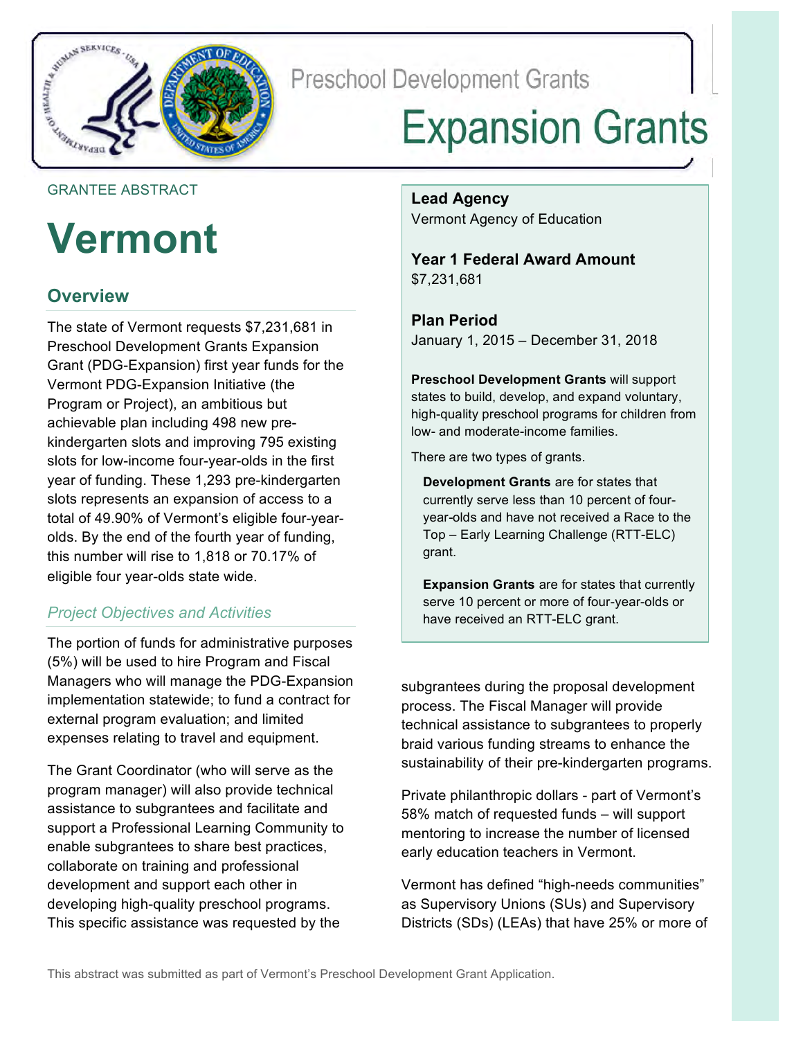Preschool Development Grants

# Expansion Grants

GRANTEE ABSTRACT

# Vermont

**Lead Agency**
Vermont Agency of Education

**Year 1 Federal Award Amount**
$7,231,681

**Plan Period**
January 1, 2015 – December 31, 2018

**Preschool Development Grants** will support states to build, develop, and expand voluntary, high-quality preschool programs for children from low- and moderate-income families.

There are two types of grants.

**Development Grants** are for states that currently serve less than 10 percent of four-year-olds and have not received a Race to the Top – Early Learning Challenge (RTT-ELC) grant.

**Expansion Grants** are for states that currently serve 10 percent or more of four-year-olds or have received an RTT-ELC grant.

## Overview

The state of Vermont requests $7,231,681 in Preschool Development Grants Expansion Grant (PDG-Expansion) first year funds for the Vermont PDG-Expansion Initiative (the Program or Project), an ambitious but achievable plan including 498 new pre-kindergarten slots and improving 795 existing slots for low-income four-year-olds in the first year of funding. These 1,293 pre-kindergarten slots represents an expansion of access to a total of 49.90% of Vermont's eligible four-year-olds. By the end of the fourth year of funding, this number will rise to 1,818 or 70.17% of eligible four year-olds state wide.

### *Project Objectives and Activities*

The portion of funds for administrative purposes (5%) will be used to hire Program and Fiscal Managers who will manage the PDG-Expansion implementation statewide; to fund a contract for external program evaluation; and limited expenses relating to travel and equipment.

The Grant Coordinator (who will serve as the program manager) will also provide technical assistance to subgrantees and facilitate and support a Professional Learning Community to enable subgrantees to share best practices, collaborate on training and professional development and support each other in developing high-quality preschool programs. This specific assistance was requested by the subgrantees during the proposal development process. The Fiscal Manager will provide technical assistance to subgrantees to properly braid various funding streams to enhance the sustainability of their pre-kindergarten programs.

Private philanthropic dollars - part of Vermont's 58% match of requested funds – will support mentoring to increase the number of licensed early education teachers in Vermont.

Vermont has defined "high-needs communities" as Supervisory Unions (SUs) and Supervisory Districts (SDs) (LEAs) that have 25% or more of

This abstract was submitted as part of Vermont's Preschool Development Grant Application.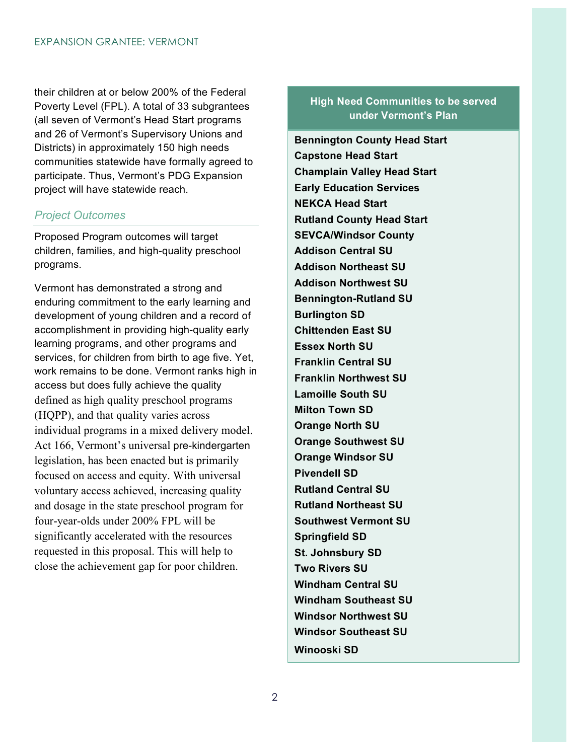their children at or below 200% of the Federal Poverty Level (FPL). A total of 33 subgrantees (all seven of Vermont's Head Start programs and 26 of Vermont's Supervisory Unions and Districts) in approximately 150 high needs communities statewide have formally agreed to participate. Thus, Vermont's PDG Expansion project will have statewide reach.

### *Project Outcomes*

Proposed Program outcomes will target children, families, and high-quality preschool programs.

Vermont has demonstrated a strong and enduring commitment to the early learning and development of young children and a record of accomplishment in providing high-quality early learning programs, and other programs and services, for children from birth to age five. Yet, work remains to be done. Vermont ranks high in access but does fully achieve the quality defined as high quality preschool programs (HQPP), and that quality varies across individual programs in a mixed delivery model. Act 166, Vermont's universal pre-kindergarten legislation, has been enacted but is primarily focused on access and equity. With universal voluntary access achieved, increasing quality and dosage in the state preschool program for four-year-olds under 200% FPL will be significantly accelerated with the resources requested in this proposal. This will help to close the achievement gap for poor children.

| High Need Communities to be served under Vermont's Plan |
|---|
| **Bennington County Head Start** |
| **Capstone Head Start** |
| **Champlain Valley Head Start** |
| **Early Education Services** |
| **NEKCA Head Start** |
| **Rutland County Head Start** |
| **SEVCA/Windsor County** |
| **Addison Central SU** |
| **Addison Northeast SU** |
| **Addison Northwest SU** |
| **Bennington-Rutland SU** |
| **Burlington SD** |
| **Chittenden East SU** |
| **Essex North SU** |
| **Franklin Central SU** |
| **Franklin Northwest SU** |
| **Lamoille South SU** |
| **Milton Town SD** |
| **Orange North SU** |
| **Orange Southwest SU** |
| **Orange Windsor SU** |
| **Pivendell SD** |
| **Rutland Central SU** |
| **Rutland Northeast SU** |
| **Southwest Vermont SU** |
| **Springfield SD** |
| **St. Johnsbury SD** |
| **Two Rivers SU** |
| **Windham Central SU** |
| **Windham Southeast SU** |
| **Windsor Northwest SU** |
| **Windsor Southeast SU** |
| **Winooski SD** |